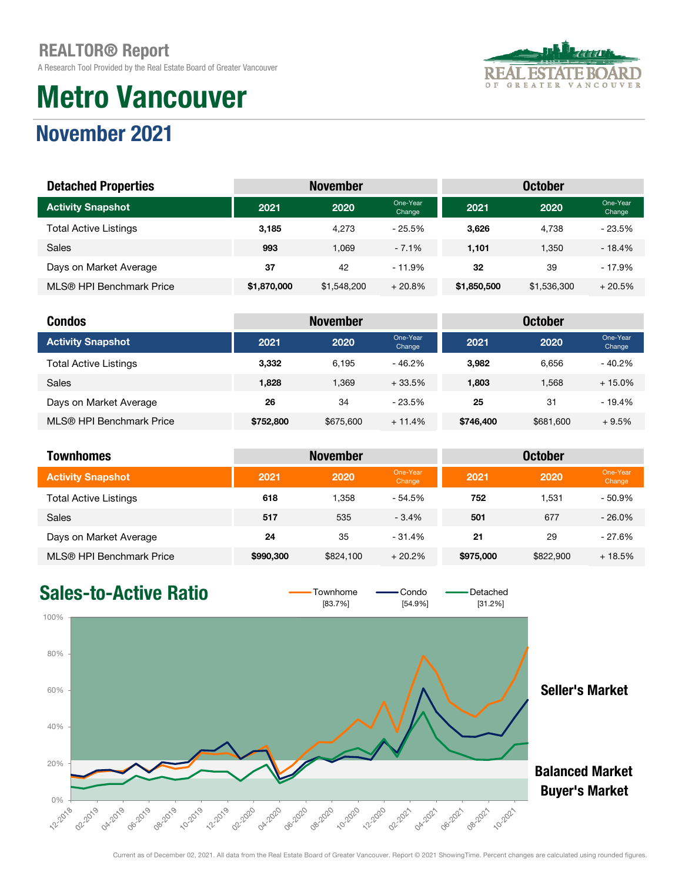REALTOR® Report

A Research Tool Provided by the Real Estate Board of Greater Vancouver

# Metro Vancouver

## November 2021

| Detached Properties | November | | | October | | |
|---|---|---|---|---|---|---|
| Activity Snapshot | 2021 | 2020 | One-Year Change | 2021 | 2020 | One-Year Change |
| Total Active Listings | 3,185 | 4,273 | - 25.5% | 3,626 | 4,738 | - 23.5% |
| Sales | 993 | 1,069 | - 7.1% | 1,101 | 1,350 | - 18.4% |
| Days on Market Average | 37 | 42 | - 11.9% | 32 | 39 | - 17.9% |
| MLS® HPI Benchmark Price | $1,870,000 | $1,548,200 | + 20.8% | $1,850,500 | $1,536,300 | + 20.5% |

| Condos | November | | | October | | |
|---|---|---|---|---|---|---|
| Activity Snapshot | 2021 | 2020 | One-Year Change | 2021 | 2020 | One-Year Change |
| Total Active Listings | 3,332 | 6,195 | - 46.2% | 3,982 | 6,656 | - 40.2% |
| Sales | 1,828 | 1,369 | + 33.5% | 1,803 | 1,568 | + 15.0% |
| Days on Market Average | 26 | 34 | - 23.5% | 25 | 31 | - 19.4% |
| MLS® HPI Benchmark Price | $752,800 | $675,600 | + 11.4% | $746,400 | $681,600 | + 9.5% |

| Townhomes | November | | | October | | |
|---|---|---|---|---|---|---|
| Activity Snapshot | 2021 | 2020 | One-Year Change | 2021 | 2020 | One-Year Change |
| Total Active Listings | 618 | 1,358 | - 54.5% | 752 | 1,531 | - 50.9% |
| Sales | 517 | 535 | - 3.4% | 501 | 677 | - 26.0% |
| Days on Market Average | 24 | 35 | - 31.4% | 21 | 29 | - 27.6% |
| MLS® HPI Benchmark Price | $990,300 | $824,100 | + 20.2% | $975,000 | $822,900 | + 18.5% |

## Sales-to-Active Ratio

Townhome [83.7%] Condo [54.9%] Detached [31.2%]

Seller's Market

Balanced Market

Buyer's Market

Current as of December 02, 2021. All data from the Real Estate Board of Greater Vancouver. Report © 2021 ShowingTime. Percent changes are calculated using rounded figures.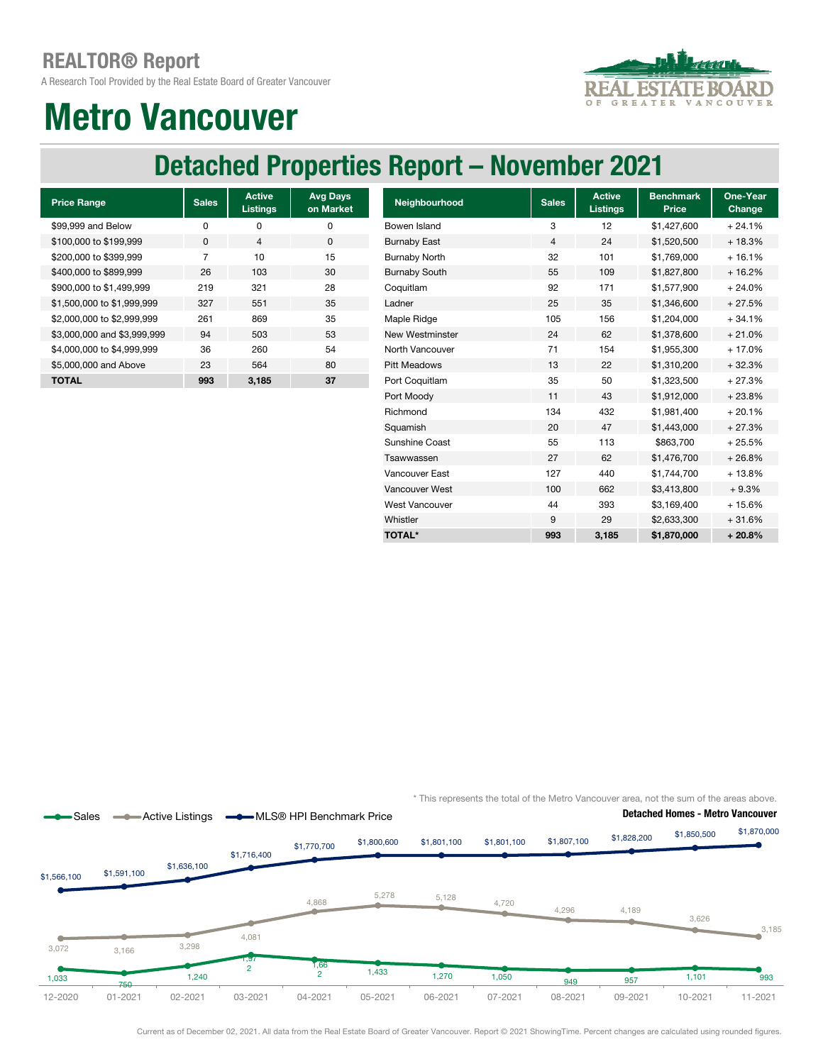## REALTOR® Report

A Research Tool Provided by the Real Estate Board of Greater Vancouver

# Metro Vancouver

## Detached Properties Report – November 2021

| Price Range | Sales | Active Listings | Avg Days on Market |
|---|---|---|---|
| $99,999 and Below | 0 | 0 | 0 |
| $100,000 to $199,999 | 0 | 4 | 0 |
| $200,000 to $399,999 | 7 | 10 | 15 |
| $400,000 to $899,999 | 26 | 103 | 30 |
| $900,000 to $1,499,999 | 219 | 321 | 28 |
| $1,500,000 to $1,999,999 | 327 | 551 | 35 |
| $2,000,000 to $2,999,999 | 261 | 869 | 35 |
| $3,000,000 and $3,999,999 | 94 | 503 | 53 |
| $4,000,000 to $4,999,999 | 36 | 260 | 54 |
| $5,000,000 and Above | 23 | 564 | 80 |
| **TOTAL** | **993** | **3,185** | **37** |

| Neighbourhood | Sales | Active Listings | Benchmark Price | One-Year Change |
|---|---|---|---|---|
| Bowen Island | 3 | 12 | $1,427,600 | + 24.1% |
| Burnaby East | 4 | 24 | $1,520,500 | + 18.3% |
| Burnaby North | 32 | 101 | $1,769,000 | + 16.1% |
| Burnaby South | 55 | 109 | $1,827,800 | + 16.2% |
| Coquitlam | 92 | 171 | $1,577,900 | + 24.0% |
| Ladner | 25 | 35 | $1,346,600 | + 27.5% |
| Maple Ridge | 105 | 156 | $1,204,000 | + 34.1% |
| New Westminster | 24 | 62 | $1,378,600 | + 21.0% |
| North Vancouver | 71 | 154 | $1,955,300 | + 17.0% |
| Pitt Meadows | 13 | 22 | $1,310,200 | + 32.3% |
| Port Coquitlam | 35 | 50 | $1,323,500 | + 27.3% |
| Port Moody | 11 | 43 | $1,912,000 | + 23.8% |
| Richmond | 134 | 432 | $1,981,400 | + 20.1% |
| Squamish | 20 | 47 | $1,443,000 | + 27.3% |
| Sunshine Coast | 55 | 113 | $863,700 | + 25.5% |
| Tsawwassen | 27 | 62 | $1,476,700 | + 26.8% |
| Vancouver East | 127 | 440 | $1,744,700 | + 13.8% |
| Vancouver West | 100 | 662 | $3,413,800 | + 9.3% |
| West Vancouver | 44 | 393 | $3,169,400 | + 15.6% |
| Whistler | 9 | 29 | $2,633,300 | + 31.6% |
| **TOTAL*** | **993** | **3,185** | **$1,870,000** | **+ 20.8%** |

\* This represents the total of the Metro Vancouver area, not the sum of the areas above.

**Detached Homes - Metro Vancouver**

| Month | Sales | Active Listings | MLS® HPI Benchmark Price |
|---|---|---|---|
| 12-2020 | 1,033 | 3,072 | $1,566,100 |
| 01-2021 | 750 | 3,166 | $1,591,100 |
| 02-2021 | 1,240 | 3,298 | $1,636,100 |
| 03-2021 | 1,972 | 4,081 | $1,716,400 |
| 04-2021 | 1,662 | 4,868 | $1,770,700 |
| 05-2021 | 1,433 | 5,278 | $1,800,600 |
| 06-2021 | 1,270 | 5,128 | $1,801,100 |
| 07-2021 | 1,050 | 4,720 | $1,801,100 |
| 08-2021 | 949 | 4,296 | $1,807,100 |
| 09-2021 | 957 | 4,189 | $1,828,200 |
| 10-2021 | 1,101 | 3,626 | $1,850,500 |
| 11-2021 | 993 | 3,185 | $1,870,000 |

Current as of December 02, 2021. All data from the Real Estate Board of Greater Vancouver. Report © 2021 ShowingTime. Percent changes are calculated using rounded figures.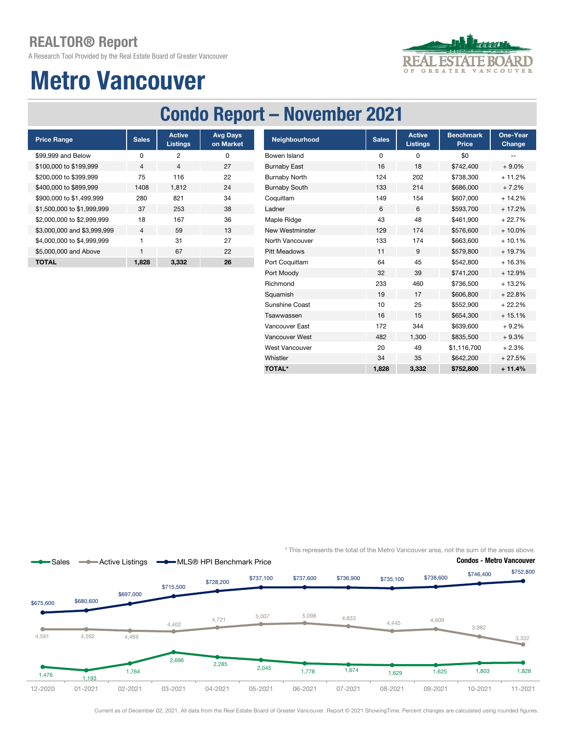# REALTOR® Report

A Research Tool Provided by the Real Estate Board of Greater Vancouver

# Metro Vancouver

## Condo Report – November 2021

| Price Range | Sales | Active Listings | Avg Days on Market |
|---|---|---|---|
| $99,999 and Below | 0 | 2 | 0 |
| $100,000 to $199,999 | 4 | 4 | 27 |
| $200,000 to $399,999 | 75 | 116 | 22 |
| $400,000 to $899,999 | 1408 | 1,812 | 24 |
| $900,000 to $1,499,999 | 280 | 821 | 34 |
| $1,500,000 to $1,999,999 | 37 | 253 | 38 |
| $2,000,000 to $2,999,999 | 18 | 167 | 36 |
| $3,000,000 and $3,999,999 | 4 | 59 | 13 |
| $4,000,000 to $4,999,999 | 1 | 31 | 27 |
| $5,000,000 and Above | 1 | 67 | 22 |
| **TOTAL** | **1,828** | **3,332** | **26** |

| Neighbourhood | Sales | Active Listings | Benchmark Price | One-Year Change |
|---|---|---|---|---|
| Bowen Island | 0 | 0 | $0 | -- |
| Burnaby East | 16 | 18 | $742,400 | + 9.0% |
| Burnaby North | 124 | 202 | $738,300 | + 11.2% |
| Burnaby South | 133 | 214 | $686,000 | + 7.2% |
| Coquitlam | 149 | 154 | $607,000 | + 14.2% |
| Ladner | 6 | 6 | $593,700 | + 17.2% |
| Maple Ridge | 43 | 48 | $461,900 | + 22.7% |
| New Westminster | 129 | 174 | $576,600 | + 10.0% |
| North Vancouver | 133 | 174 | $663,600 | + 10.1% |
| Pitt Meadows | 11 | 9 | $579,800 | + 19.7% |
| Port Coquitlam | 64 | 45 | $542,800 | + 16.3% |
| Port Moody | 32 | 39 | $741,200 | + 12.9% |
| Richmond | 233 | 460 | $736,500 | + 13.2% |
| Squamish | 19 | 17 | $606,800 | + 22.8% |
| Sunshine Coast | 10 | 25 | $552,900 | + 22.2% |
| Tsawwassen | 16 | 15 | $654,300 | + 15.1% |
| Vancouver East | 172 | 344 | $639,600 | + 9.2% |
| Vancouver West | 482 | 1,300 | $835,500 | + 9.3% |
| West Vancouver | 20 | 49 | $1,116,700 | + 2.3% |
| Whistler | 34 | 35 | $642,200 | + 27.5% |
| **TOTAL*** | **1,828** | **3,332** | **$752,800** | **+ 11.4%** |

* This represents the total of the Metro Vancouver area, not the sum of the areas above.

**Condos - Metro Vancouver**

| Month | Sales | Active Listings | MLS® HPI Benchmark Price |
|---|---|---|---|
| 12-2020 | 1,476 | 4,591 | $675,600 |
| 01-2021 | 1,193 | 4,592 | $680,600 |
| 02-2021 | 1,764 | 4,469 | $697,000 |
| 03-2021 | 2,696 | 4,402 | $715,500 |
| 04-2021 | 2,285 | 4,721 | $728,200 |
| 05-2021 | 2,045 | 5,007 | $737,100 |
| 06-2021 | 1,778 | 5,098 | $737,600 |
| 07-2021 | 1,674 | 4,833 | $736,900 |
| 08-2021 | 1,629 | 4,445 | $735,100 |
| 09-2021 | 1,625 | 4,609 | $738,600 |
| 10-2021 | 1,803 | 3,982 | $746,400 |
| 11-2021 | 1,828 | 3,332 | $752,800 |

Current as of December 02, 2021. All data from the Real Estate Board of Greater Vancouver. Report © 2021 ShowingTime. Percent changes are calculated using rounded figures.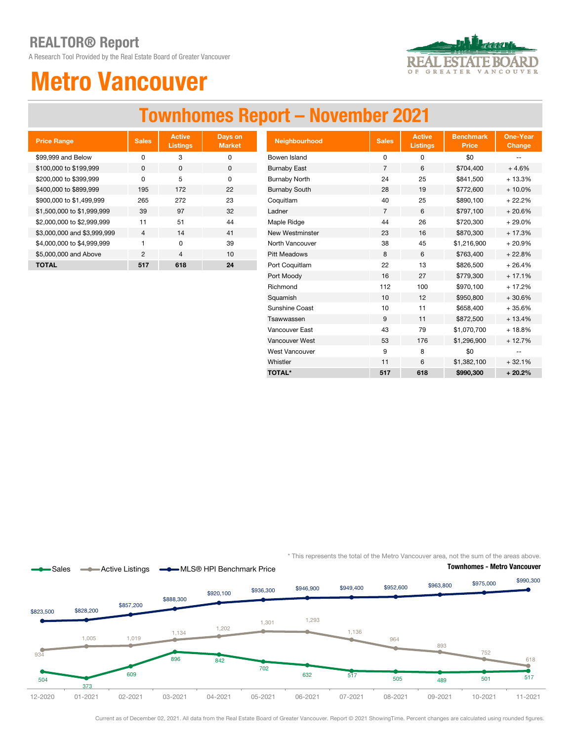## REALTOR® Report

A Research Tool Provided by the Real Estate Board of Greater Vancouver

REAL ESTATE BOARD OF GREATER VANCOUVER

# Metro Vancouver

## Townhomes Report – November 2021

| Price Range | Sales | Active Listings | Days on Market |
|---|---|---|---|
| $99,999 and Below | 0 | 3 | 0 |
| $100,000 to $199,999 | 0 | 0 | 0 |
| $200,000 to $399,999 | 0 | 5 | 0 |
| $400,000 to $899,999 | 195 | 172 | 22 |
| $900,000 to $1,499,999 | 265 | 272 | 23 |
| $1,500,000 to $1,999,999 | 39 | 97 | 32 |
| $2,000,000 to $2,999,999 | 11 | 51 | 44 |
| $3,000,000 and $3,999,999 | 4 | 14 | 41 |
| $4,000,000 to $4,999,999 | 1 | 0 | 39 |
| $5,000,000 and Above | 2 | 4 | 10 |
| **TOTAL** | **517** | **618** | **24** |

| Neighbourhood | Sales | Active Listings | Benchmark Price | One-Year Change |
|---|---|---|---|---|
| Bowen Island | 0 | 0 | $0 | -- |
| Burnaby East | 7 | 6 | $704,400 | + 4.6% |
| Burnaby North | 24 | 25 | $841,500 | + 13.3% |
| Burnaby South | 28 | 19 | $772,600 | + 10.0% |
| Coquitlam | 40 | 25 | $890,100 | + 22.2% |
| Ladner | 7 | 6 | $797,100 | + 20.6% |
| Maple Ridge | 44 | 26 | $720,300 | + 29.0% |
| New Westminster | 23 | 16 | $870,300 | + 17.3% |
| North Vancouver | 38 | 45 | $1,216,900 | + 20.9% |
| Pitt Meadows | 8 | 6 | $763,400 | + 22.8% |
| Port Coquitlam | 22 | 13 | $826,500 | + 26.4% |
| Port Moody | 16 | 27 | $779,300 | + 17.1% |
| Richmond | 112 | 100 | $970,100 | + 17.2% |
| Squamish | 10 | 12 | $950,800 | + 30.6% |
| Sunshine Coast | 10 | 11 | $658,400 | + 35.6% |
| Tsawwassen | 9 | 11 | $872,500 | + 13.4% |
| Vancouver East | 43 | 79 | $1,070,700 | + 18.8% |
| Vancouver West | 53 | 176 | $1,296,900 | + 12.7% |
| West Vancouver | 9 | 8 | $0 | -- |
| Whistler | 11 | 6 | $1,382,100 | + 32.1% |
| **TOTAL*** | **517** | **618** | **$990,300** | **+ 20.2%** |

\* This represents the total of the Metro Vancouver area, not the sum of the areas above.

**Townhomes - Metro Vancouver**

| Month | Sales | Active Listings | MLS® HPI Benchmark Price |
|---|---|---|---|
| 12-2020 | 504 | 934 | $823,500 |
| 01-2021 | 373 | 1,005 | $828,200 |
| 02-2021 | 609 | 1,019 | $857,200 |
| 03-2021 | 896 | 1,134 | $888,300 |
| 04-2021 | 842 | 1,202 | $920,100 |
| 05-2021 | 702 | 1,301 | $936,300 |
| 06-2021 | 632 | 1,293 | $946,900 |
| 07-2021 | 517 | 1,136 | $949,400 |
| 08-2021 | 505 | 964 | $952,600 |
| 09-2021 | 489 | 893 | $963,800 |
| 10-2021 | 501 | 752 | $975,000 |
| 11-2021 | 517 | 618 | $990,300 |

Current as of December 02, 2021. All data from the Real Estate Board of Greater Vancouver. Report © 2021 ShowingTime. Percent changes are calculated using rounded figures.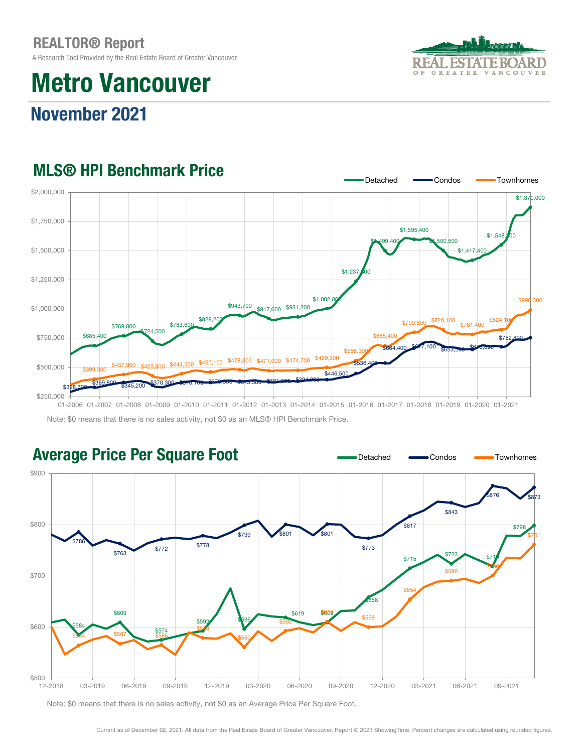REALTOR® Report

A Research Tool Provided by the Real Estate Board of Greater Vancouver

# Metro Vancouver

## November 2021

## MLS® HPI Benchmark Price

Detached Condos Townhomes

$2,000,000
$1,750,000
$1,500,000
$1,250,000
$1,000,000
$750,000
$500,000
$250,000

01-2006 01-2007 01-2008 01-2009 01-2010 01-2011 01-2012 01-2013 01-2014 01-2015 01-2016 01-2017 01-2018 01-2019 01-2020 01-2021

$685,400 $769,000 $724,500 $783,600 $829,200 $943,700 $917,600 $931,200 $1,002,800 $1,237,300 $1,499,400 $1,595,400 $1,500,500 $1,417,400 $1,548,700 $1,870,000

$399,300 $437,900 $425,800 $444,500 $460,100 $478,800 $471,000 $474,700 $499,300 $558,300 $685,400 $799,800 $820,100 $781,400 $824,100 $990,300

$328,700 $369,800 $345,200 $370,300 $370,100 $378,300 $375,300 $381,000 $394,200 $446,500 $536,400 $664,400 $677,100 $653,200 $675,000 $752,800

Note: $0 means that there is no sales activity, not $0 as an MLS® HPI Benchmark Price.

## Average Price Per Square Foot

Detached Condos Townhomes

$900
$800
$700
$600
$500

12-2018 03-2019 06-2019 09-2019 12-2019 03-2020 06-2020 09-2020 12-2020 03-2021 06-2021 09-2021

$786 $763 $772 $778 $799 $801 $801 $773 $817 $843 $876 $873

$584 $609 $574 $592 $596 $619 $608 $658 $715 $723 $719 $798

$564 $567 $565 $578 $560 $592 $610 $599 $654 $690 $700 $761

Note: $0 means that there is no sales activity, not $0 as an Average Price Per Square Foot.

Current as of December 02, 2021. All data from the Real Estate Board of Greater Vancouver. Report © 2021 ShowingTime. Percent changes are calculated using rounded figures.